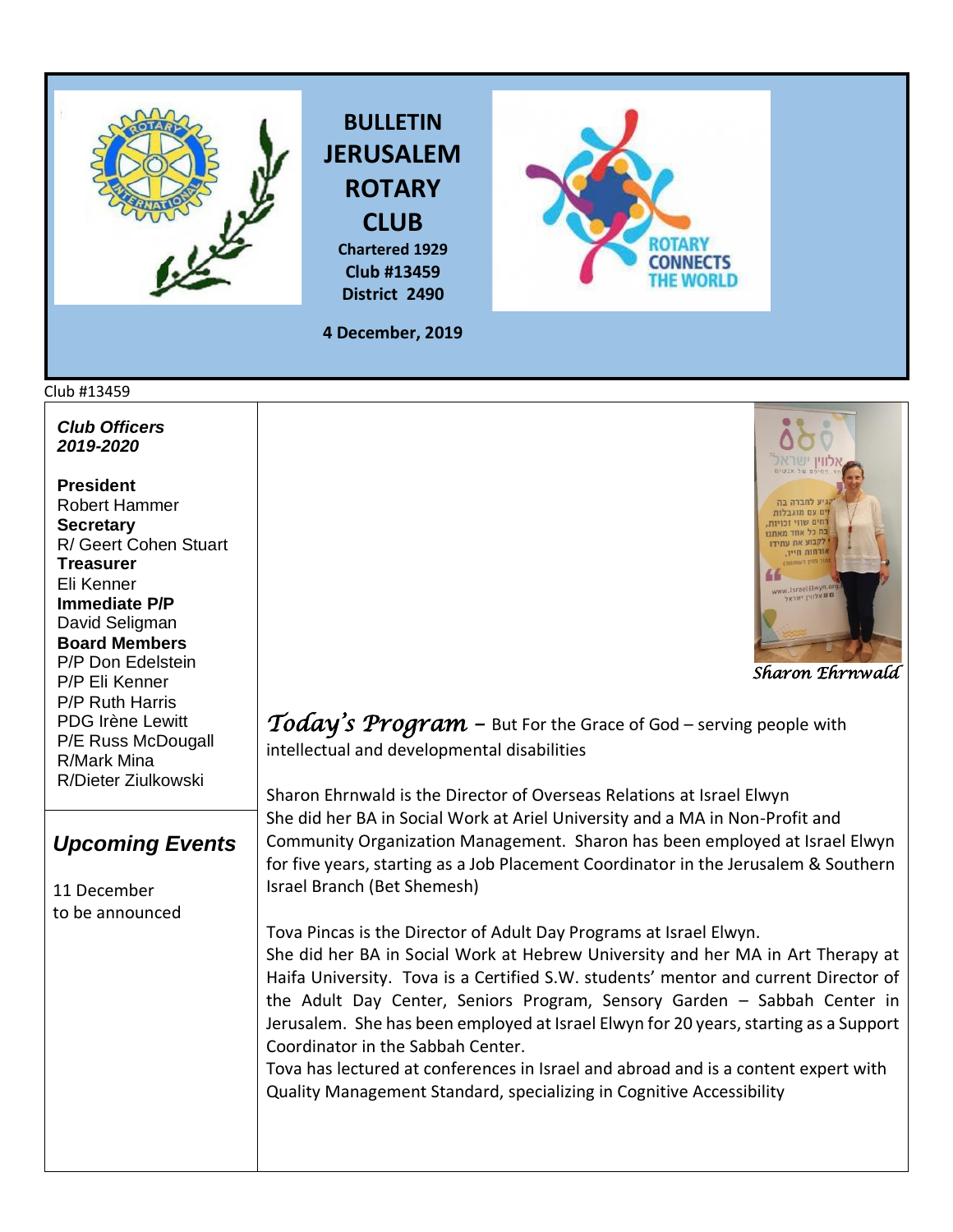# BULLETIN JERUSALEM ROTARY CLUB

**Chartered 1929**
**Club #13459**
**District 2490**

**4 December, 2019**

Club #13459

***Club Officers 2019-2020***

**President**
Robert Hammer
**Secretary**
R/ Geert Cohen Stuart
**Treasurer**
Eli Kenner
**Immediate P/P**
David Seligman
**Board Members**
P/P Don Edelstein
P/P Eli Kenner
P/P Ruth Harris
PDG Irène Lewitt
P/E Russ McDougall
R/Mark Mina
R/Dieter Ziulkowski

## *Upcoming Events*

11 December
to be announced

*Sharon Ehrnwald*

## *Today's Program* – But For the Grace of God – serving people with intellectual and developmental disabilities

Sharon Ehrnwald is the Director of Overseas Relations at Israel Elwyn
She did her BA in Social Work at Ariel University and a MA in Non-Profit and Community Organization Management. Sharon has been employed at Israel Elwyn for five years, starting as a Job Placement Coordinator in the Jerusalem & Southern Israel Branch (Bet Shemesh)

Tova Pincas is the Director of Adult Day Programs at Israel Elwyn.
She did her BA in Social Work at Hebrew University and her MA in Art Therapy at Haifa University. Tova is a Certified S.W. students' mentor and current Director of the Adult Day Center, Seniors Program, Sensory Garden – Sabbah Center in Jerusalem. She has been employed at Israel Elwyn for 20 years, starting as a Support Coordinator in the Sabbah Center.
Tova has lectured at conferences in Israel and abroad and is a content expert with Quality Management Standard, specializing in Cognitive Accessibility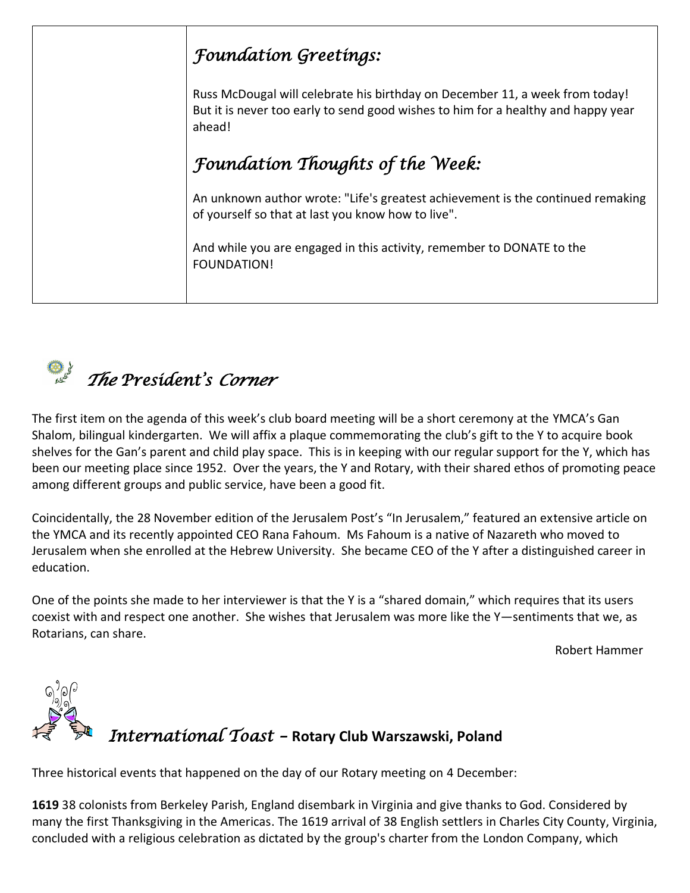## *Foundation Greetings:*

Russ McDougal will celebrate his birthday on December 11, a week from today! But it is never too early to send good wishes to him for a healthy and happy year ahead!

## *Foundation Thoughts of the Week:*

An unknown author wrote: "Life's greatest achievement is the continued remaking of yourself so that at last you know how to live".

And while you are engaged in this activity, remember to DONATE to the FOUNDATION!

## *The President's Corner*

The first item on the agenda of this week's club board meeting will be a short ceremony at the YMCA's Gan Shalom, bilingual kindergarten. We will affix a plaque commemorating the club's gift to the Y to acquire book shelves for the Gan's parent and child play space. This is in keeping with our regular support for the Y, which has been our meeting place since 1952. Over the years, the Y and Rotary, with their shared ethos of promoting peace among different groups and public service, have been a good fit.

Coincidentally, the 28 November edition of the Jerusalem Post's "In Jerusalem," featured an extensive article on the YMCA and its recently appointed CEO Rana Fahoum. Ms Fahoum is a native of Nazareth who moved to Jerusalem when she enrolled at the Hebrew University. She became CEO of the Y after a distinguished career in education.

One of the points she made to her interviewer is that the Y is a "shared domain," which requires that its users coexist with and respect one another. She wishes that Jerusalem was more like the Y—sentiments that we, as Rotarians, can share.

Robert Hammer

## *International Toast* – **Rotary Club Warszawski, Poland**

Three historical events that happened on the day of our Rotary meeting on 4 December:

**1619** 38 colonists from Berkeley Parish, England disembark in Virginia and give thanks to God. Considered by many the first Thanksgiving in the Americas. The 1619 arrival of 38 English settlers in Charles City County, Virginia, concluded with a religious celebration as dictated by the group's charter from the London Company, which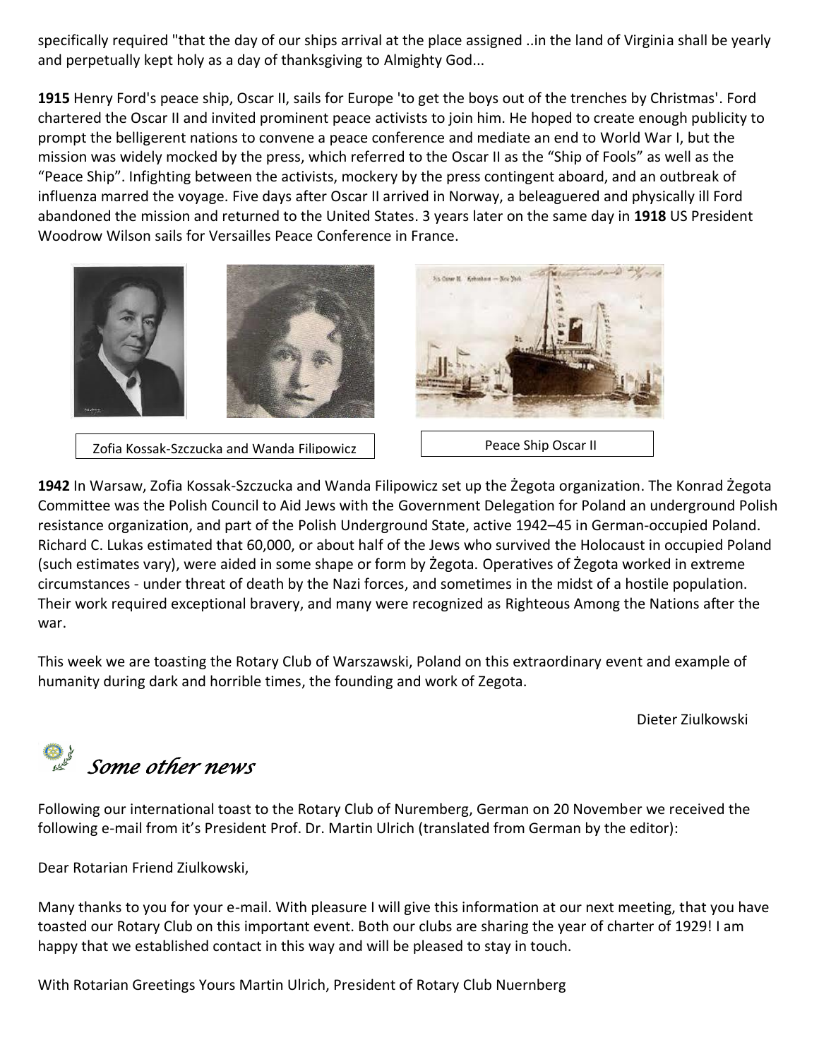specifically required "that the day of our ships arrival at the place assigned ..in the land of Virginia shall be yearly and perpetually kept holy as a day of thanksgiving to Almighty God...

**1915** Henry Ford's peace ship, Oscar II, sails for Europe 'to get the boys out of the trenches by Christmas'. Ford chartered the Oscar II and invited prominent peace activists to join him. He hoped to create enough publicity to prompt the belligerent nations to convene a peace conference and mediate an end to World War I, but the mission was widely mocked by the press, which referred to the Oscar II as the "Ship of Fools" as well as the "Peace Ship". Infighting between the activists, mockery by the press contingent aboard, and an outbreak of influenza marred the voyage. Five days after Oscar II arrived in Norway, a beleaguered and physically ill Ford abandoned the mission and returned to the United States. 3 years later on the same day in **1918** US President Woodrow Wilson sails for Versailles Peace Conference in France.

Zofia Kossak-Szczucka and Wanda Filipowicz

Peace Ship Oscar II

**1942** In Warsaw, Zofia Kossak-Szczucka and Wanda Filipowicz set up the Żegota organization. The Konrad Żegota Committee was the Polish Council to Aid Jews with the Government Delegation for Poland an underground Polish resistance organization, and part of the Polish Underground State, active 1942–45 in German-occupied Poland. Richard C. Lukas estimated that 60,000, or about half of the Jews who survived the Holocaust in occupied Poland (such estimates vary), were aided in some shape or form by Żegota. Operatives of Żegota worked in extreme circumstances - under threat of death by the Nazi forces, and sometimes in the midst of a hostile population. Their work required exceptional bravery, and many were recognized as Righteous Among the Nations after the war.

This week we are toasting the Rotary Club of Warszawski, Poland on this extraordinary event and example of humanity during dark and horrible times, the founding and work of Zegota.

Dieter Ziulkowski

## *Some other news*

Following our international toast to the Rotary Club of Nuremberg, German on 20 November we received the following e-mail from it's President Prof. Dr. Martin Ulrich (translated from German by the editor):

Dear Rotarian Friend Ziulkowski,

Many thanks to you for your e-mail. With pleasure I will give this information at our next meeting, that you have toasted our Rotary Club on this important event. Both our clubs are sharing the year of charter of 1929! I am happy that we established contact in this way and will be pleased to stay in touch.

With Rotarian Greetings Yours Martin Ulrich, President of Rotary Club Nuernberg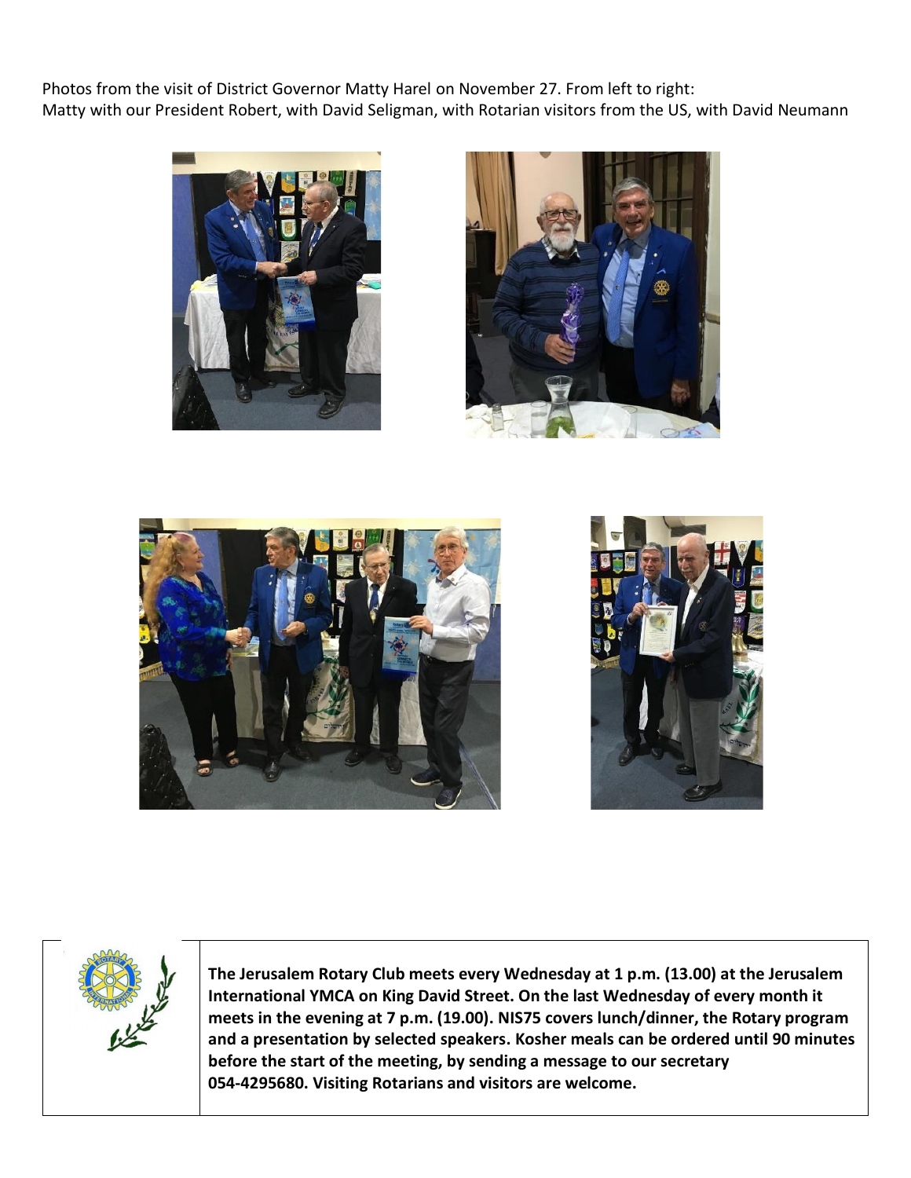Photos from the visit of District Governor Matty Harel on November 27. From left to right:
Matty with our President Robert, with David Seligman, with Rotarian visitors from the US, with David Neumann

**The Jerusalem Rotary Club meets every Wednesday at 1 p.m. (13.00) at the Jerusalem International YMCA on King David Street. On the last Wednesday of every month it meets in the evening at 7 p.m. (19.00). NIS75 covers lunch/dinner, the Rotary program and a presentation by selected speakers. Kosher meals can be ordered until 90 minutes before the start of the meeting, by sending a message to our secretary 054-4295680. Visiting Rotarians and visitors are welcome.**